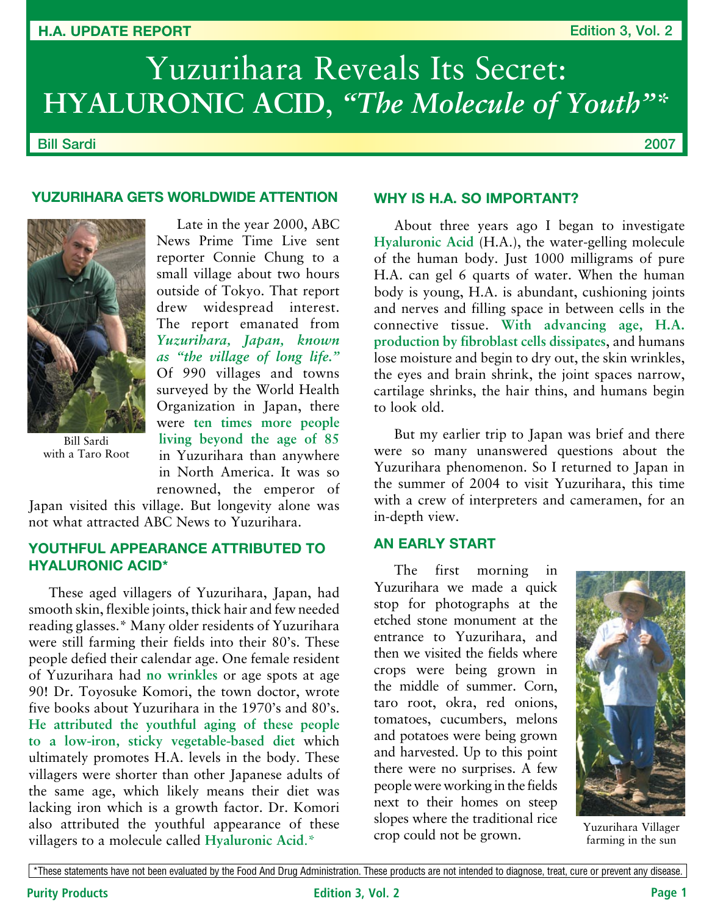# Yuzurihara Reveals Its Secret: HYALURONIC ACID, *"The Molecule of Youth"*\*

Bill Sardi

2007

## YUZURIHARA GETS WORLDWIDE ATTENTION

Bill Sardi with a Taro Root

Late in the year 2000, ABC News Prime Time Live sent reporter Connie Chung to a small village about two hours outside of Tokyo. That report drew widespread interest. The report emanated from ***Yuzurihara, Japan, known as "the village of long life."*** Of 990 villages and towns surveyed by the World Health Organization in Japan, there were **ten times more people living beyond the age of 85** in Yuzurihara than anywhere in North America. It was so renowned, the emperor of Japan visited this village. But longevity alone was not what attracted ABC News to Yuzurihara.

## YOUTHFUL APPEARANCE ATTRIBUTED TO HYALURONIC ACID*

These aged villagers of Yuzurihara, Japan, had smooth skin, flexible joints, thick hair and few needed reading glasses.* Many older residents of Yuzurihara were still farming their fields into their 80's. These people defied their calendar age. One female resident of Yuzurihara had **no wrinkles** or age spots at age 90! Dr. Toyosuke Komori, the town doctor, wrote five books about Yuzurihara in the 1970's and 80's. **He attributed the youthful aging of these people to a low-iron, sticky vegetable-based diet** which ultimately promotes H.A. levels in the body. These villagers were shorter than other Japanese adults of the same age, which likely means their diet was lacking iron which is a growth factor. Dr. Komori also attributed the youthful appearance of these villagers to a molecule called **Hyaluronic Acid.***

## WHY IS H.A. SO IMPORTANT?

About three years ago I began to investigate **Hyaluronic Acid** (H.A.), the water-gelling molecule of the human body. Just 1000 milligrams of pure H.A. can gel 6 quarts of water. When the human body is young, H.A. is abundant, cushioning joints and nerves and filling space in between cells in the connective tissue. **With advancing age, H.A. production by fibroblast cells dissipates**, and humans lose moisture and begin to dry out, the skin wrinkles, the eyes and brain shrink, the joint spaces narrow, cartilage shrinks, the hair thins, and humans begin to look old.

But my earlier trip to Japan was brief and there were so many unanswered questions about the Yuzurihara phenomenon. So I returned to Japan in the summer of 2004 to visit Yuzurihara, this time with a crew of interpreters and cameramen, for an in-depth view.

## AN EARLY START

The first morning in Yuzurihara we made a quick stop for photographs at the etched stone monument at the entrance to Yuzurihara, and then we visited the fields where crops were being grown in the middle of summer. Corn, taro root, okra, red onions, tomatoes, cucumbers, melons and potatoes were being grown and harvested. Up to this point there were no surprises. A few people were working in the fields next to their homes on steep slopes where the traditional rice crop could not be grown.

Yuzurihara Villager farming in the sun

*These statements have not been evaluated by the Food And Drug Administration. These products are not intended to diagnose, treat, cure or prevent any disease.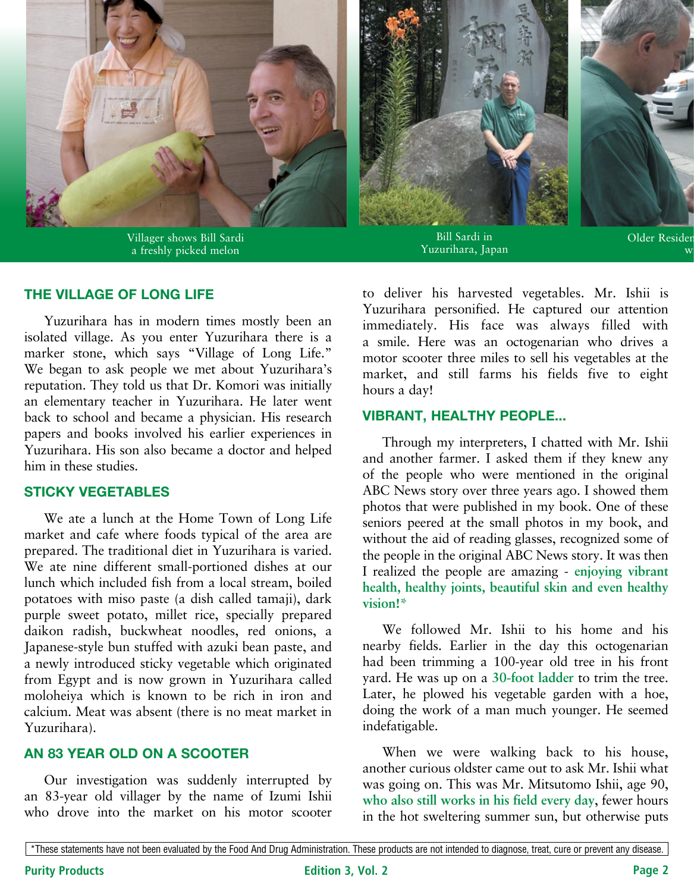Villager shows Bill Sardi a freshly picked melon

Bill Sardi in Yuzurihara, Japan

Older Residen w

## THE VILLAGE OF LONG LIFE

Yuzurihara has in modern times mostly been an isolated village. As you enter Yuzurihara there is a marker stone, which says "Village of Long Life." We began to ask people we met about Yuzurihara's reputation. They told us that Dr. Komori was initially an elementary teacher in Yuzurihara. He later went back to school and became a physician. His research papers and books involved his earlier experiences in Yuzurihara. His son also became a doctor and helped him in these studies.

## STICKY VEGETABLES

We ate a lunch at the Home Town of Long Life market and cafe where foods typical of the area are prepared. The traditional diet in Yuzurihara is varied. We ate nine different small-portioned dishes at our lunch which included fish from a local stream, boiled potatoes with miso paste (a dish called tamaji), dark purple sweet potato, millet rice, specially prepared daikon radish, buckwheat noodles, red onions, a Japanese-style bun stuffed with azuki bean paste, and a newly introduced sticky vegetable which originated from Egypt and is now grown in Yuzurihara called moloheiya which is known to be rich in iron and calcium. Meat was absent (there is no meat market in Yuzurihara).

## AN 83 YEAR OLD ON A SCOOTER

Our investigation was suddenly interrupted by an 83-year old villager by the name of Izumi Ishii who drove into the market on his motor scooter to deliver his harvested vegetables. Mr. Ishii is Yuzurihara personified. He captured our attention immediately. His face was always filled with a smile. Here was an octogenarian who drives a motor scooter three miles to sell his vegetables at the market, and still farms his fields five to eight hours a day!

## VIBRANT, HEALTHY PEOPLE...

Through my interpreters, I chatted with Mr. Ishii and another farmer. I asked them if they knew any of the people who were mentioned in the original ABC News story over three years ago. I showed them photos that were published in my book. One of these seniors peered at the small photos in my book, and without the aid of reading glasses, recognized some of the people in the original ABC News story. It was then I realized the people are amazing - **enjoying vibrant health, healthy joints, beautiful skin and even healthy vision!***

We followed Mr. Ishii to his home and his nearby fields. Earlier in the day this octogenarian had been trimming a 100-year old tree in his front yard. He was up on a **30-foot ladder** to trim the tree. Later, he plowed his vegetable garden with a hoe, doing the work of a man much younger. He seemed indefatigable.

When we were walking back to his house, another curious oldster came out to ask Mr. Ishii what was going on. This was Mr. Mitsutomo Ishii, age 90, **who also still works in his field every day**, fewer hours in the hot sweltering summer sun, but otherwise puts

*These statements have not been evaluated by the Food And Drug Administration. These products are not intended to diagnose, treat, cure or prevent any disease.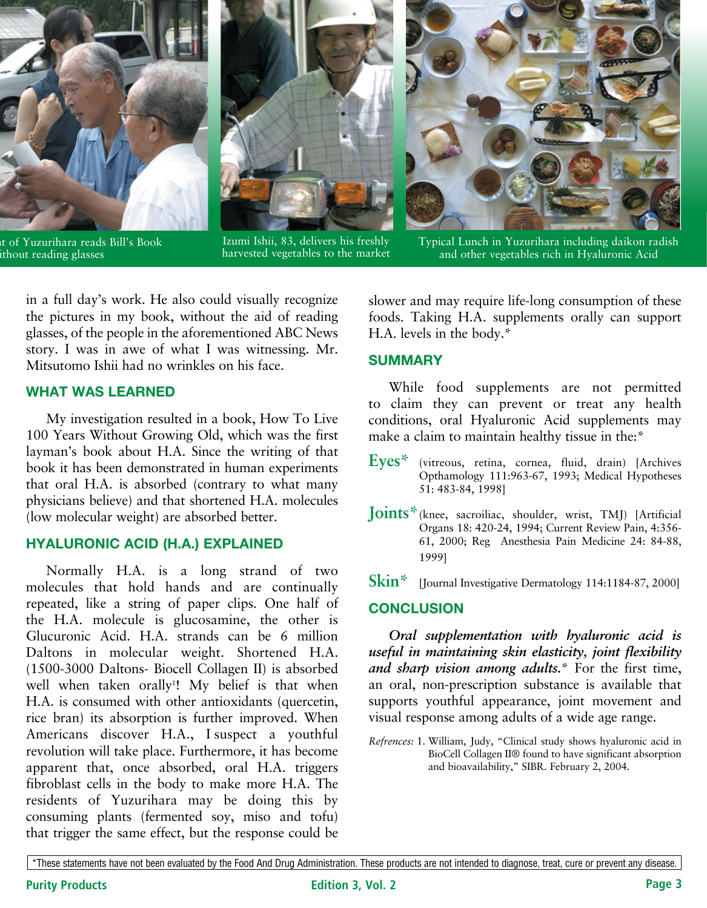t of Yuzurihara reads Bill's Book ithout reading glasses

Izumi Ishii, 83, delivers his freshly harvested vegetables to the market

Typical Lunch in Yuzurihara including daikon radish and other vegetables rich in Hyaluronic Acid

in a full day's work. He also could visually recognize the pictures in my book, without the aid of reading glasses, of the people in the aforementioned ABC News story. I was in awe of what I was witnessing. Mr. Mitsutomo Ishii had no wrinkles on his face.

## WHAT WAS LEARNED

My investigation resulted in a book, How To Live 100 Years Without Growing Old, which was the first layman's book about H.A. Since the writing of that book it has been demonstrated in human experiments that oral H.A. is absorbed (contrary to what many physicians believe) and that shortened H.A. molecules (low molecular weight) are absorbed better.

## HYALURONIC ACID (H.A.) EXPLAINED

Normally H.A. is a long strand of two molecules that hold hands and are continually repeated, like a string of paper clips. One half of the H.A. molecule is glucosamine, the other is Glucuronic Acid. H.A. strands can be 6 million Daltons in molecular weight. Shortened H.A. (1500-3000 Daltons- Biocell Collagen II) is absorbed well when taken orally[1]! My belief is that when H.A. is consumed with other antioxidants (quercetin, rice bran) its absorption is further improved. When Americans discover H.A., I suspect a youthful revolution will take place. Furthermore, it has become apparent that, once absorbed, oral H.A. triggers fibroblast cells in the body to make more H.A. The residents of Yuzurihara may be doing this by consuming plants (fermented soy, miso and tofu) that trigger the same effect, but the response could be slower and may require life-long consumption of these foods. Taking H.A. supplements orally can support H.A. levels in the body.*

## SUMMARY

While food supplements are not permitted to claim they can prevent or treat any health conditions, oral Hyaluronic Acid supplements may make a claim to maintain healthy tissue in the:*

**Eyes*** (vitreous, retina, cornea, fluid, drain) [Archives Opthamology 111:963-67, 1993; Medical Hypotheses 51: 483-84, 1998]

**Joints*** (knee, sacroiliac, shoulder, wrist, TMJ) [Artificial Organs 18: 420-24, 1994; Current Review Pain, 4:356-61, 2000; Reg Anesthesia Pain Medicine 24: 84-88, 1999]

**Skin*** [Journal Investigative Dermatology 114:1184-87, 2000]

## CONCLUSION

***Oral supplementation with hyaluronic acid is useful in maintaining skin elasticity, joint flexibility and sharp vision among adults.**** For the first time, an oral, non-prescription substance is available that supports youthful appearance, joint movement and visual response among adults of a wide age range.

*Refrences:* 1. William, Judy, "Clinical study shows hyaluronic acid in BioCell Collagen II® found to have significant absorption and bioavailability," SIBR. February 2, 2004.

*These statements have not been evaluated by the Food And Drug Administration. These products are not intended to diagnose, treat, cure or prevent any disease.